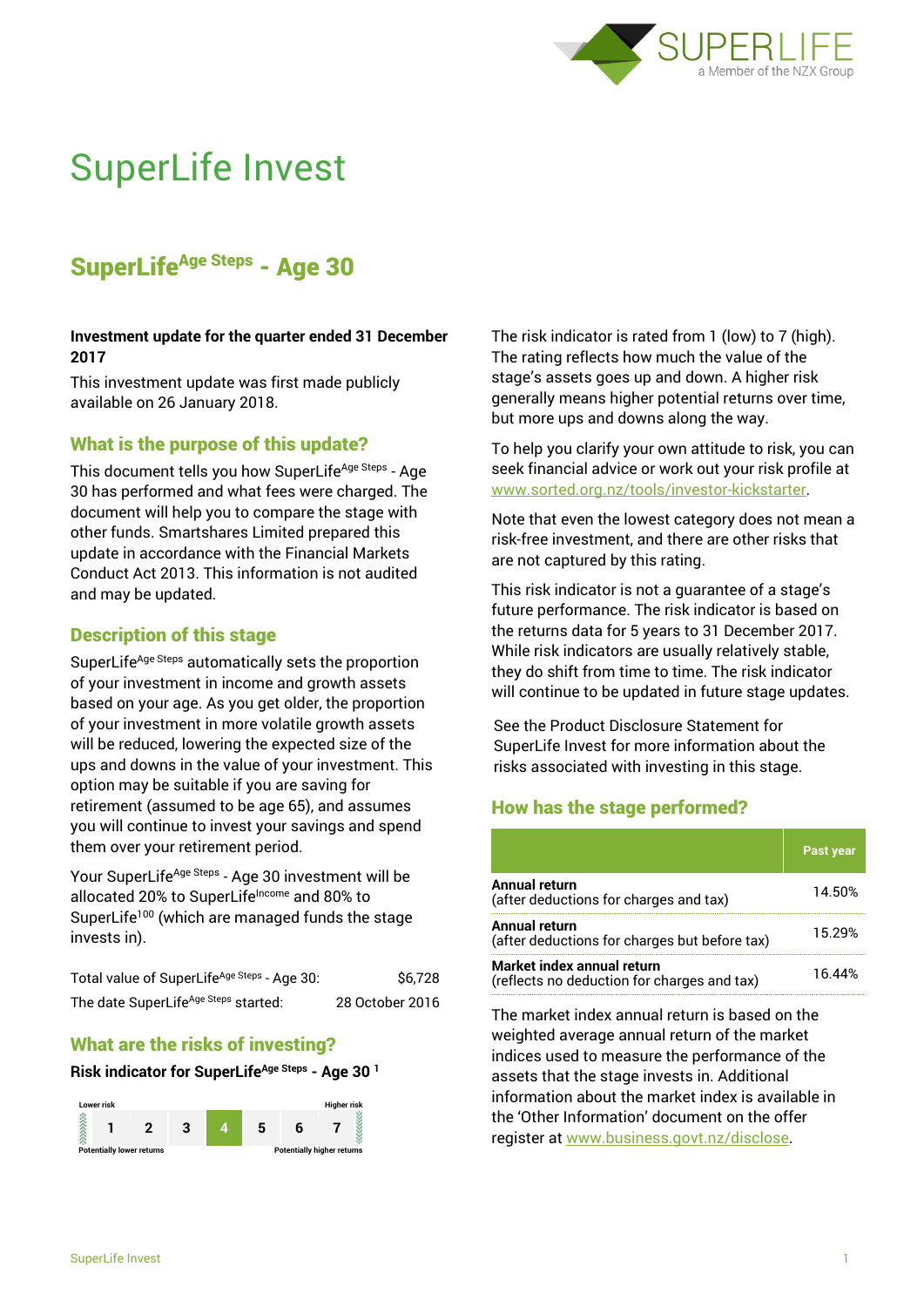# SuperLife Invest

## SuperLife[Age Steps] - Age 30

**Investment update for the quarter ended 31 December 2017**

This investment update was first made publicly available on 26 January 2018.

### What is the purpose of this update?

This document tells you how SuperLife[Age Steps] - Age 30 has performed and what fees were charged. The document will help you to compare the stage with other funds. Smartshares Limited prepared this update in accordance with the Financial Markets Conduct Act 2013. This information is not audited and may be updated.

### Description of this stage

SuperLife[Age Steps] automatically sets the proportion of your investment in income and growth assets based on your age. As you get older, the proportion of your investment in more volatile growth assets will be reduced, lowering the expected size of the ups and downs in the value of your investment. This option may be suitable if you are saving for retirement (assumed to be age 65), and assumes you will continue to invest your savings and spend them over your retirement period.

Your SuperLife[Age Steps] - Age 30 investment will be allocated 20% to SuperLife[Income] and 80% to SuperLife[100] (which are managed funds the stage invests in).

| | |
|---|---|
| Total value of SuperLife[Age Steps] - Age 30: | $6,728 |
| The date SuperLife[Age Steps] started: | 28 October 2016 |

### What are the risks of investing?

**Risk indicator for SuperLife[Age Steps] - Age 30 [1]**

| Lower risk | | | | | | Higher risk |
|---|---|---|---|---|---|---|
| 1 | 2 | 3 | **4** | 5 | 6 | 7 |
| Potentially lower returns | | | | | | Potentially higher returns |

The risk indicator is rated from 1 (low) to 7 (high). The rating reflects how much the value of the stage's assets goes up and down. A higher risk generally means higher potential returns over time, but more ups and downs along the way.

To help you clarify your own attitude to risk, you can seek financial advice or work out your risk profile at www.sorted.org.nz/tools/investor-kickstarter.

Note that even the lowest category does not mean a risk-free investment, and there are other risks that are not captured by this rating.

This risk indicator is not a guarantee of a stage's future performance. The risk indicator is based on the returns data for 5 years to 31 December 2017. While risk indicators are usually relatively stable, they do shift from time to time. The risk indicator will continue to be updated in future stage updates.

See the Product Disclosure Statement for SuperLife Invest for more information about the risks associated with investing in this stage.

### How has the stage performed?

| | Past year |
|---|---|
| **Annual return** (after deductions for charges and tax) | 14.50% |
| **Annual return** (after deductions for charges but before tax) | 15.29% |
| **Market index annual return** (reflects no deduction for charges and tax) | 16.44% |

The market index annual return is based on the weighted average annual return of the market indices used to measure the performance of the assets that the stage invests in. Additional information about the market index is available in the 'Other Information' document on the offer register at www.business.govt.nz/disclose.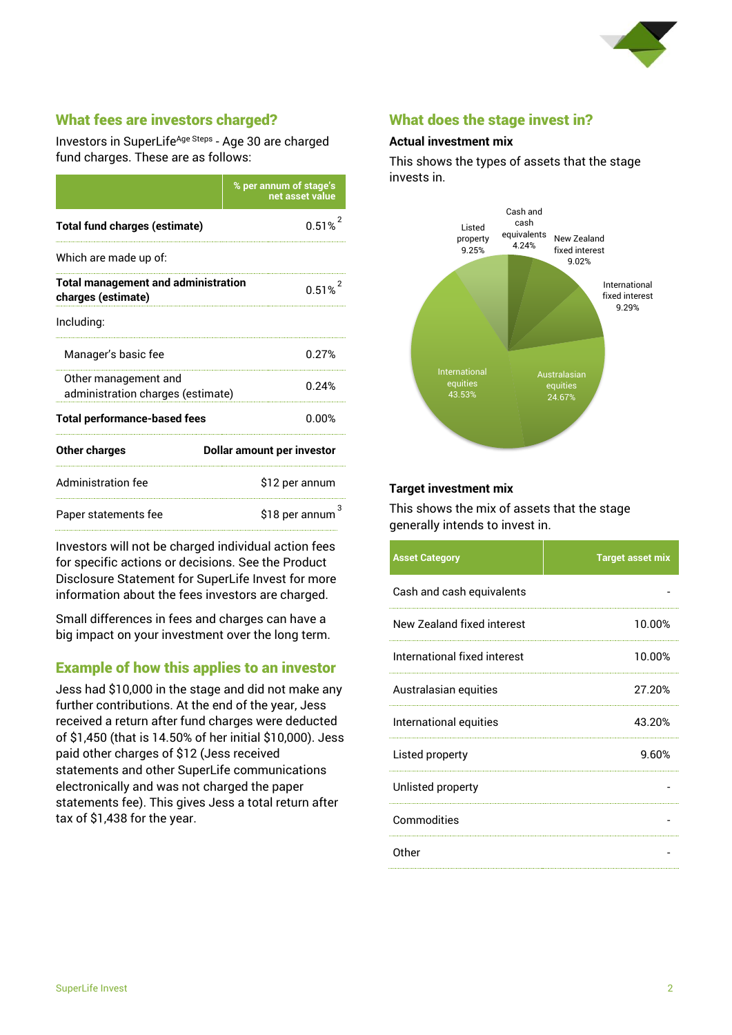## What fees are investors charged?

Investors in SuperLife^Age Steps - Age 30 are charged fund charges. These are as follows:

| | % per annum of stage's net asset value |
|---|---|
| **Total fund charges (estimate)** | 0.51% [2] |
| Which are made up of: | |
| **Total management and administration charges (estimate)** | 0.51% [2] |
| Including: | |
| Manager's basic fee | 0.27% |
| Other management and administration charges (estimate) | 0.24% |
| **Total performance-based fees** | 0.00% |
| **Other charges** | **Dollar amount per investor** |
| Administration fee | $12 per annum |
| Paper statements fee | $18 per annum [3] |

Investors will not be charged individual action fees for specific actions or decisions. See the Product Disclosure Statement for SuperLife Invest for more information about the fees investors are charged.

Small differences in fees and charges can have a big impact on your investment over the long term.

## Example of how this applies to an investor

Jess had $10,000 in the stage and did not make any further contributions. At the end of the year, Jess received a return after fund charges were deducted of $1,450 (that is 14.50% of her initial $10,000). Jess paid other charges of $12 (Jess received statements and other SuperLife communications electronically and was not charged the paper statements fee). This gives Jess a total return after tax of $1,438 for the year.

## What does the stage invest in?

### Actual investment mix

This shows the types of assets that the stage invests in.

| Asset | % |
|---|---|
| Cash and cash equivalents | 4.24% |
| New Zealand fixed interest | 9.02% |
| International fixed interest | 9.29% |
| Australasian equities | 24.67% |
| International equities | 43.53% |
| Listed property | 9.25% |

### Target investment mix

This shows the mix of assets that the stage generally intends to invest in.

| Asset Category | Target asset mix |
|---|---|
| Cash and cash equivalents | - |
| New Zealand fixed interest | 10.00% |
| International fixed interest | 10.00% |
| Australasian equities | 27.20% |
| International equities | 43.20% |
| Listed property | 9.60% |
| Unlisted property | - |
| Commodities | - |
| Other | - |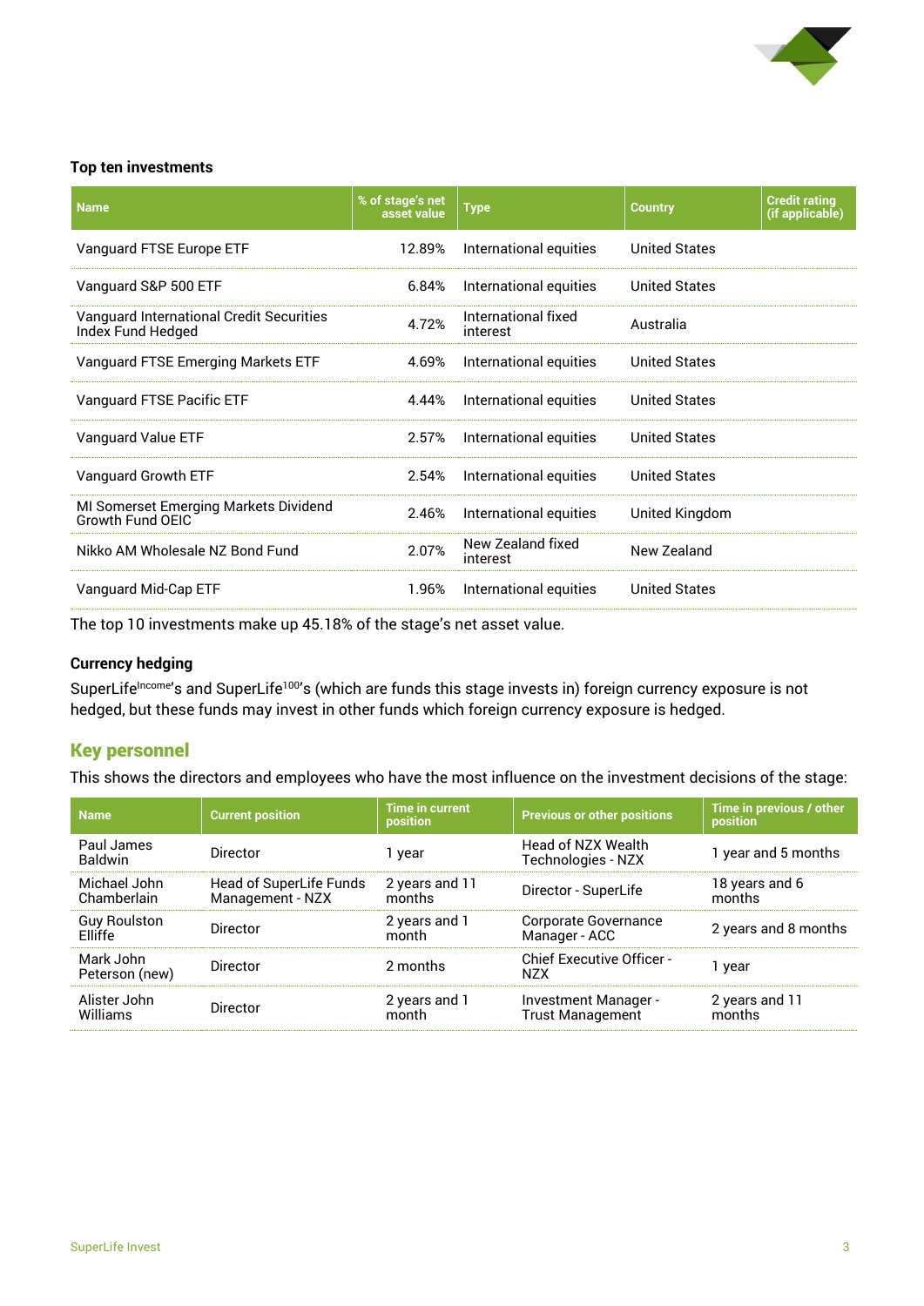### Top ten investments

| Name | % of stage's net asset value | Type | Country | Credit rating (if applicable) |
|---|---|---|---|---|
| Vanguard FTSE Europe ETF | 12.89% | International equities | United States | |
| Vanguard S&P 500 ETF | 6.84% | International equities | United States | |
| Vanguard International Credit Securities Index Fund Hedged | 4.72% | International fixed interest | Australia | |
| Vanguard FTSE Emerging Markets ETF | 4.69% | International equities | United States | |
| Vanguard FTSE Pacific ETF | 4.44% | International equities | United States | |
| Vanguard Value ETF | 2.57% | International equities | United States | |
| Vanguard Growth ETF | 2.54% | International equities | United States | |
| MI Somerset Emerging Markets Dividend Growth Fund OEIC | 2.46% | International equities | United Kingdom | |
| Nikko AM Wholesale NZ Bond Fund | 2.07% | New Zealand fixed interest | New Zealand | |
| Vanguard Mid-Cap ETF | 1.96% | International equities | United States | |

The top 10 investments make up 45.18% of the stage's net asset value.

### Currency hedging

SuperLife[Income]'s and SuperLife[100]'s (which are funds this stage invests in) foreign currency exposure is not hedged, but these funds may invest in other funds which foreign currency exposure is hedged.

## Key personnel

This shows the directors and employees who have the most influence on the investment decisions of the stage:

| Name | Current position | Time in current position | Previous or other positions | Time in previous / other position |
|---|---|---|---|---|
| Paul James Baldwin | Director | 1 year | Head of NZX Wealth Technologies - NZX | 1 year and 5 months |
| Michael John Chamberlain | Head of SuperLife Funds Management - NZX | 2 years and 11 months | Director - SuperLife | 18 years and 6 months |
| Guy Roulston Elliffe | Director | 2 years and 1 month | Corporate Governance Manager - ACC | 2 years and 8 months |
| Mark John Peterson (new) | Director | 2 months | Chief Executive Officer - NZX | 1 year |
| Alister John Williams | Director | 2 years and 1 month | Investment Manager - Trust Management | 2 years and 11 months |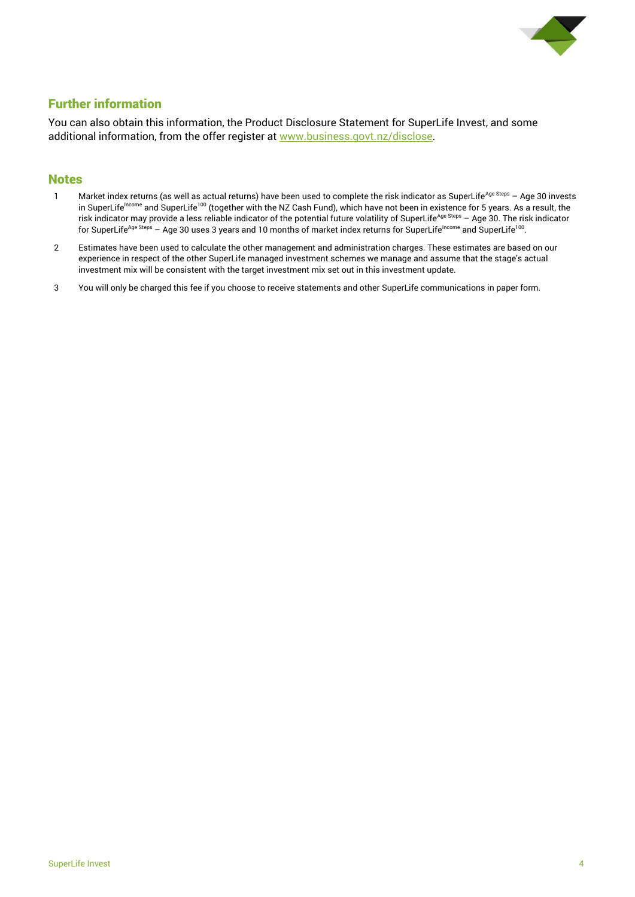## Further information

You can also obtain this information, the Product Disclosure Statement for SuperLife Invest, and some additional information, from the offer register at www.business.govt.nz/disclose.

## Notes

1. Market index returns (as well as actual returns) have been used to complete the risk indicator as SuperLife Age Steps – Age 30 invests in SuperLife Income and SuperLife 100 (together with the NZ Cash Fund), which have not been in existence for 5 years. As a result, the risk indicator may provide a less reliable indicator of the potential future volatility of SuperLife Age Steps – Age 30. The risk indicator for SuperLife Age Steps – Age 30 uses 3 years and 10 months of market index returns for SuperLife Income and SuperLife 100.

2. Estimates have been used to calculate the other management and administration charges. These estimates are based on our experience in respect of the other SuperLife managed investment schemes we manage and assume that the stage's actual investment mix will be consistent with the target investment mix set out in this investment update.

3. You will only be charged this fee if you choose to receive statements and other SuperLife communications in paper form.